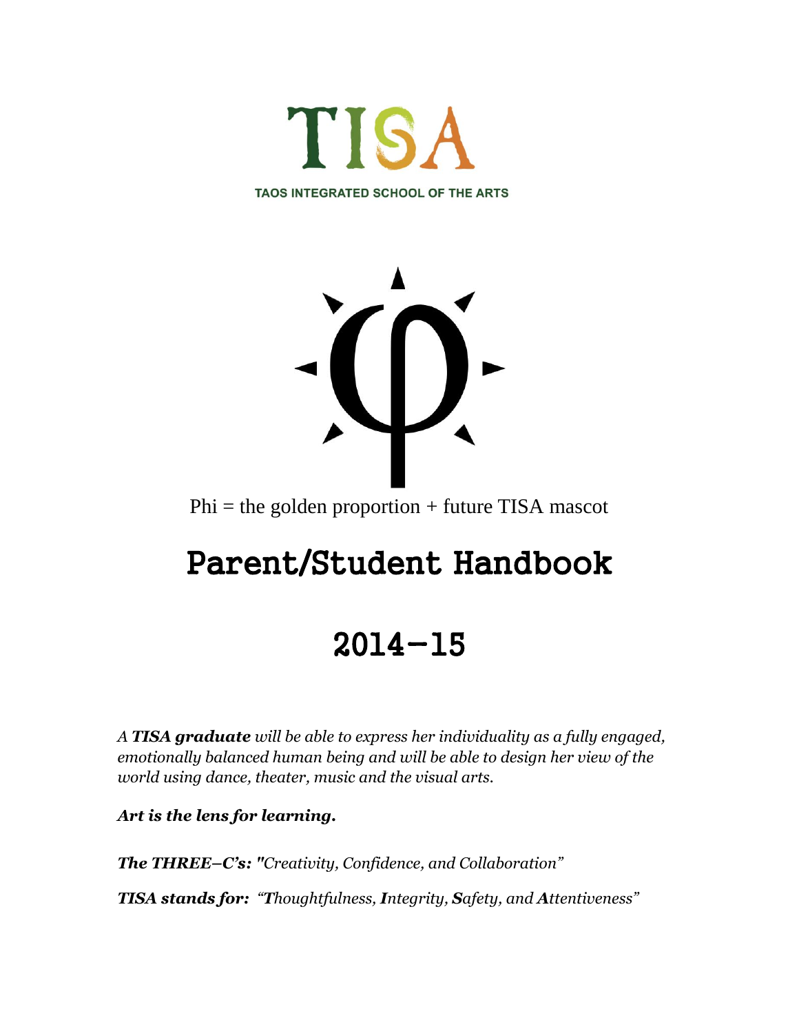# TISA

TAOS INTEGRATED SCHOOL OF THE ARTS

Phi = the golden proportion + future TISA mascot

# Parent/Student Handbook

# 2014-15

*A **TISA graduate** will be able to express her individuality as a fully engaged, emotionally balanced human being and will be able to design her view of the world using dance, theater, music and the visual arts.*

***Art is the lens for learning.***

***The THREE–C's:** "Creativity, Confidence, and Collaboration"*

***TISA stands for:** "**T**houghtfulness, **I**ntegrity, **S**afety, and **A**ttentiveness"*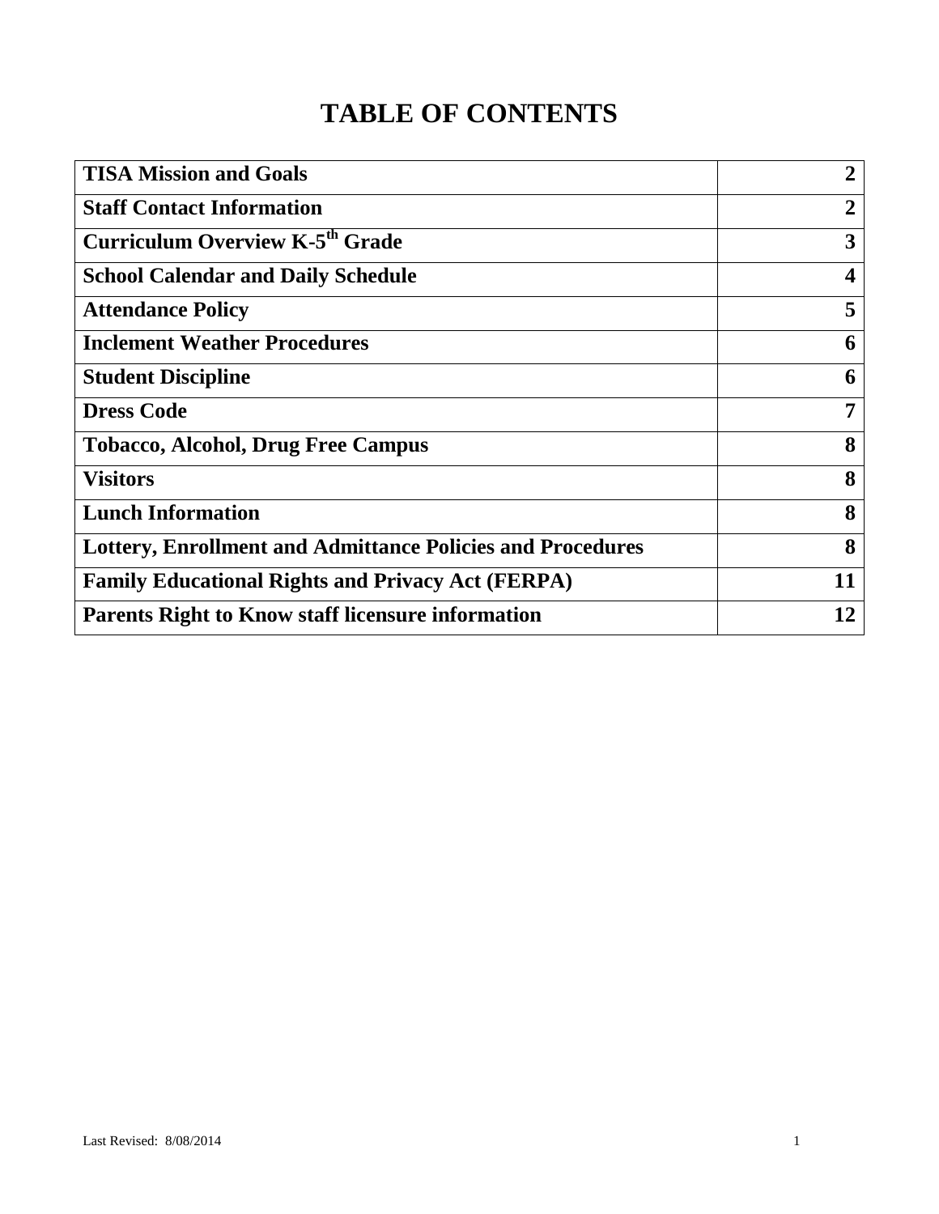# TABLE OF CONTENTS

| | |
|---|---|
| **TISA Mission and Goals** | **2** |
| **Staff Contact Information** | **2** |
| **Curriculum Overview K-5$^{th}$ Grade** | **3** |
| **School Calendar and Daily Schedule** | **4** |
| **Attendance Policy** | **5** |
| **Inclement Weather Procedures** | **6** |
| **Student Discipline** | **6** |
| **Dress Code** | **7** |
| **Tobacco, Alcohol, Drug Free Campus** | **8** |
| **Visitors** | **8** |
| **Lunch Information** | **8** |
| **Lottery, Enrollment and Admittance Policies and Procedures** | **8** |
| **Family Educational Rights and Privacy Act (FERPA)** | **11** |
| **Parents Right to Know staff licensure information** | **12** |

Last Revised: 8/08/2014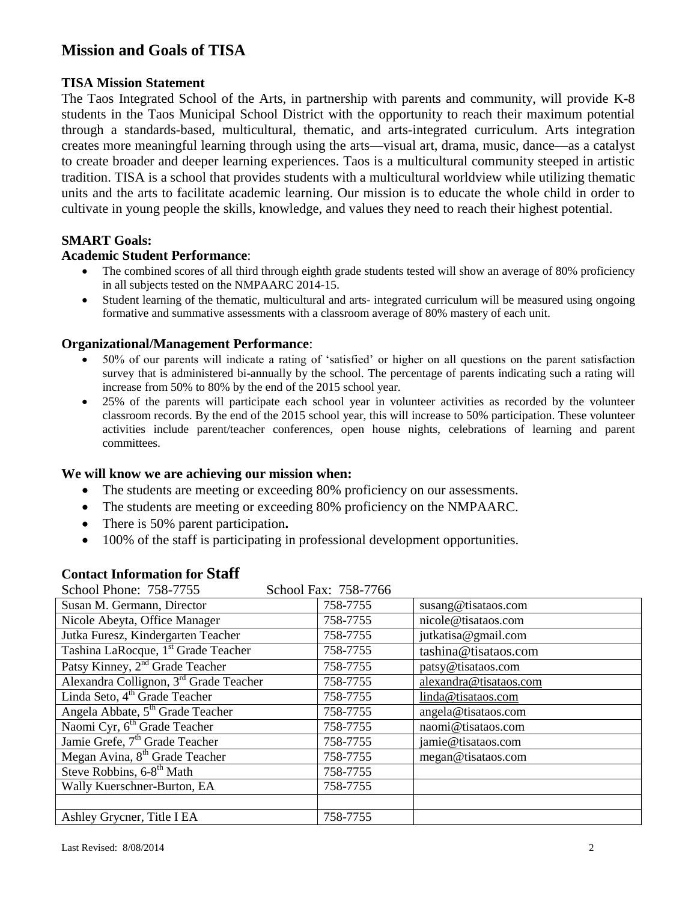# Mission and Goals of TISA

### TISA Mission Statement

The Taos Integrated School of the Arts, in partnership with parents and community, will provide K-8 students in the Taos Municipal School District with the opportunity to reach their maximum potential through a standards-based, multicultural, thematic, and arts-integrated curriculum. Arts integration creates more meaningful learning through using the arts—visual art, drama, music, dance—as a catalyst to create broader and deeper learning experiences. Taos is a multicultural community steeped in artistic tradition. TISA is a school that provides students with a multicultural worldview while utilizing thematic units and the arts to facilitate academic learning. Our mission is to educate the whole child in order to cultivate in young people the skills, knowledge, and values they need to reach their highest potential.

### SMART Goals:

**Academic Student Performance**:

- The combined scores of all third through eighth grade students tested will show an average of 80% proficiency in all subjects tested on the NMPAARC 2014-15.
- Student learning of the thematic, multicultural and arts- integrated curriculum will be measured using ongoing formative and summative assessments with a classroom average of 80% mastery of each unit.

**Organizational/Management Performance**:

- 50% of our parents will indicate a rating of 'satisfied' or higher on all questions on the parent satisfaction survey that is administered bi-annually by the school. The percentage of parents indicating such a rating will increase from 50% to 80% by the end of the 2015 school year.
- 25% of the parents will participate each school year in volunteer activities as recorded by the volunteer classroom records. By the end of the 2015 school year, this will increase to 50% participation. These volunteer activities include parent/teacher conferences, open house nights, celebrations of learning and parent committees.

**We will know we are achieving our mission when:**

- The students are meeting or exceeding 80% proficiency on our assessments.
- The students are meeting or exceeding 80% proficiency on the NMPAARC.
- There is 50% parent participation**.**
- 100% of the staff is participating in professional development opportunities.

### Contact Information for Staff

School Phone: 758-7755 School Fax: 758-7766

| | | |
|---|---|---|
| Susan M. Germann, Director | 758-7755 | susang@tisataos.com |
| Nicole Abeyta, Office Manager | 758-7755 | nicole@tisataos.com |
| Jutka Furesz, Kindergarten Teacher | 758-7755 | jutkatisa@gmail.com |
| Tashina LaRocque, 1st Grade Teacher | 758-7755 | tashina@tisataos.com |
| Patsy Kinney, 2nd Grade Teacher | 758-7755 | patsy@tisataos.com |
| Alexandra Collignon, 3rd Grade Teacher | 758-7755 | alexandra@tisataos.com |
| Linda Seto, 4th Grade Teacher | 758-7755 | linda@tisataos.com |
| Angela Abbate, 5th Grade Teacher | 758-7755 | angela@tisataos.com |
| Naomi Cyr, 6th Grade Teacher | 758-7755 | naomi@tisataos.com |
| Jamie Grefe, 7th Grade Teacher | 758-7755 | jamie@tisataos.com |
| Megan Avina, 8th Grade Teacher | 758-7755 | megan@tisataos.com |
| Steve Robbins, 6-8th Math | 758-7755 | |
| Wally Kuerschner-Burton, EA | 758-7755 | |
| | | |
| Ashley Grycner, Title I EA | 758-7755 | |

Last Revised: 8/08/2014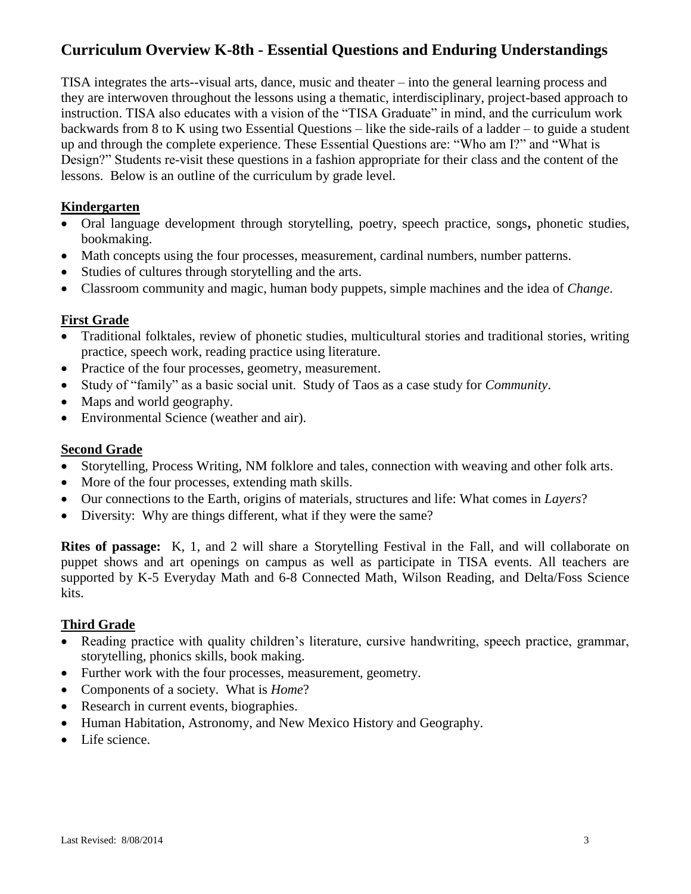## Curriculum Overview K-8th - Essential Questions and Enduring Understandings

TISA integrates the arts--visual arts, dance, music and theater – into the general learning process and they are interwoven throughout the lessons using a thematic, interdisciplinary, project-based approach to instruction. TISA also educates with a vision of the "TISA Graduate" in mind, and the curriculum work backwards from 8 to K using two Essential Questions – like the side-rails of a ladder – to guide a student up and through the complete experience. These Essential Questions are: "Who am I?" and "What is Design?" Students re-visit these questions in a fashion appropriate for their class and the content of the lessons. Below is an outline of the curriculum by grade level.

### Kindergarten

- Oral language development through storytelling, poetry, speech practice, songs**,** phonetic studies, bookmaking.
- Math concepts using the four processes, measurement, cardinal numbers, number patterns.
- Studies of cultures through storytelling and the arts.
- Classroom community and magic, human body puppets, simple machines and the idea of *Change*.

### First Grade

- Traditional folktales, review of phonetic studies, multicultural stories and traditional stories, writing practice, speech work, reading practice using literature.
- Practice of the four processes, geometry, measurement.
- Study of "family" as a basic social unit. Study of Taos as a case study for *Community*.
- Maps and world geography.
- Environmental Science (weather and air).

### Second Grade

- Storytelling, Process Writing, NM folklore and tales, connection with weaving and other folk arts.
- More of the four processes, extending math skills.
- Our connections to the Earth, origins of materials, structures and life: What comes in *Layers*?
- Diversity: Why are things different, what if they were the same?

**Rites of passage:** K, 1, and 2 will share a Storytelling Festival in the Fall, and will collaborate on puppet shows and art openings on campus as well as participate in TISA events. All teachers are supported by K-5 Everyday Math and 6-8 Connected Math, Wilson Reading, and Delta/Foss Science kits.

### Third Grade

- Reading practice with quality children's literature, cursive handwriting, speech practice, grammar, storytelling, phonics skills, book making.
- Further work with the four processes, measurement, geometry.
- Components of a society. What is *Home*?
- Research in current events, biographies.
- Human Habitation, Astronomy, and New Mexico History and Geography.
- Life science.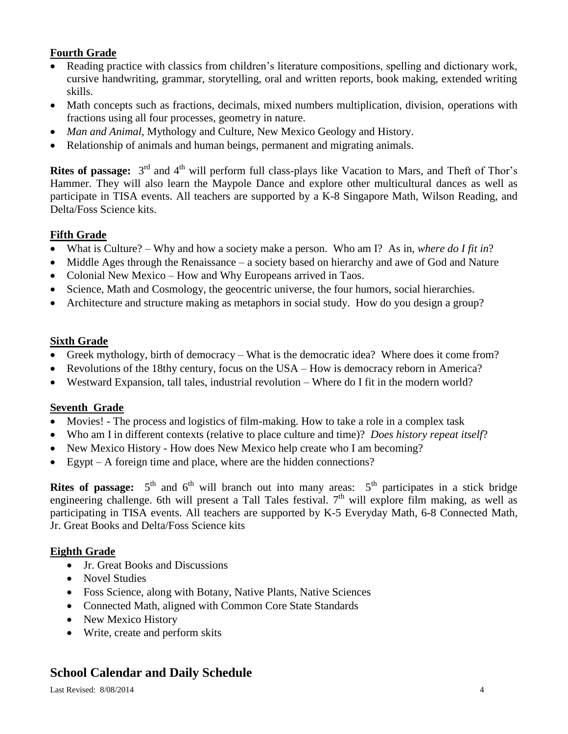**<u>Fourth Grade</u>**

- Reading practice with classics from children's literature compositions, spelling and dictionary work, cursive handwriting, grammar, storytelling, oral and written reports, book making, extended writing skills.
- Math concepts such as fractions, decimals, mixed numbers multiplication, division, operations with fractions using all four processes, geometry in nature.
- *Man and Animal*, Mythology and Culture, New Mexico Geology and History.
- Relationship of animals and human beings, permanent and migrating animals.

**Rites of passage:** 3rd and 4th will perform full class-plays like Vacation to Mars, and Theft of Thor's Hammer. They will also learn the Maypole Dance and explore other multicultural dances as well as participate in TISA events. All teachers are supported by a K-8 Singapore Math, Wilson Reading, and Delta/Foss Science kits.

**<u>Fifth Grade</u>**

- What is Culture? – Why and how a society make a person. Who am I? As in, *where do I fit in*?
- Middle Ages through the Renaissance – a society based on hierarchy and awe of God and Nature
- Colonial New Mexico – How and Why Europeans arrived in Taos.
- Science, Math and Cosmology, the geocentric universe, the four humors, social hierarchies.
- Architecture and structure making as metaphors in social study. How do you design a group?

**<u>Sixth Grade</u>**

- Greek mythology, birth of democracy – What is the democratic idea? Where does it come from?
- Revolutions of the 18thy century, focus on the USA – How is democracy reborn in America?
- Westward Expansion, tall tales, industrial revolution – Where do I fit in the modern world?

**<u>Seventh Grade</u>**

- Movies! - The process and logistics of film-making. How to take a role in a complex task
- Who am I in different contexts (relative to place culture and time)? *Does history repeat itself*?
- New Mexico History - How does New Mexico help create who I am becoming?
- Egypt – A foreign time and place, where are the hidden connections?

**Rites of passage:** 5th and 6th will branch out into many areas: 5th participates in a stick bridge engineering challenge. 6th will present a Tall Tales festival. 7th will explore film making, as well as participating in TISA events. All teachers are supported by K-5 Everyday Math, 6-8 Connected Math, Jr. Great Books and Delta/Foss Science kits

**<u>Eighth Grade</u>**

- Jr. Great Books and Discussions
- Novel Studies
- Foss Science, along with Botany, Native Plants, Native Sciences
- Connected Math, aligned with Common Core State Standards
- New Mexico History
- Write, create and perform skits

## School Calendar and Daily Schedule

Last Revised: 8/08/2014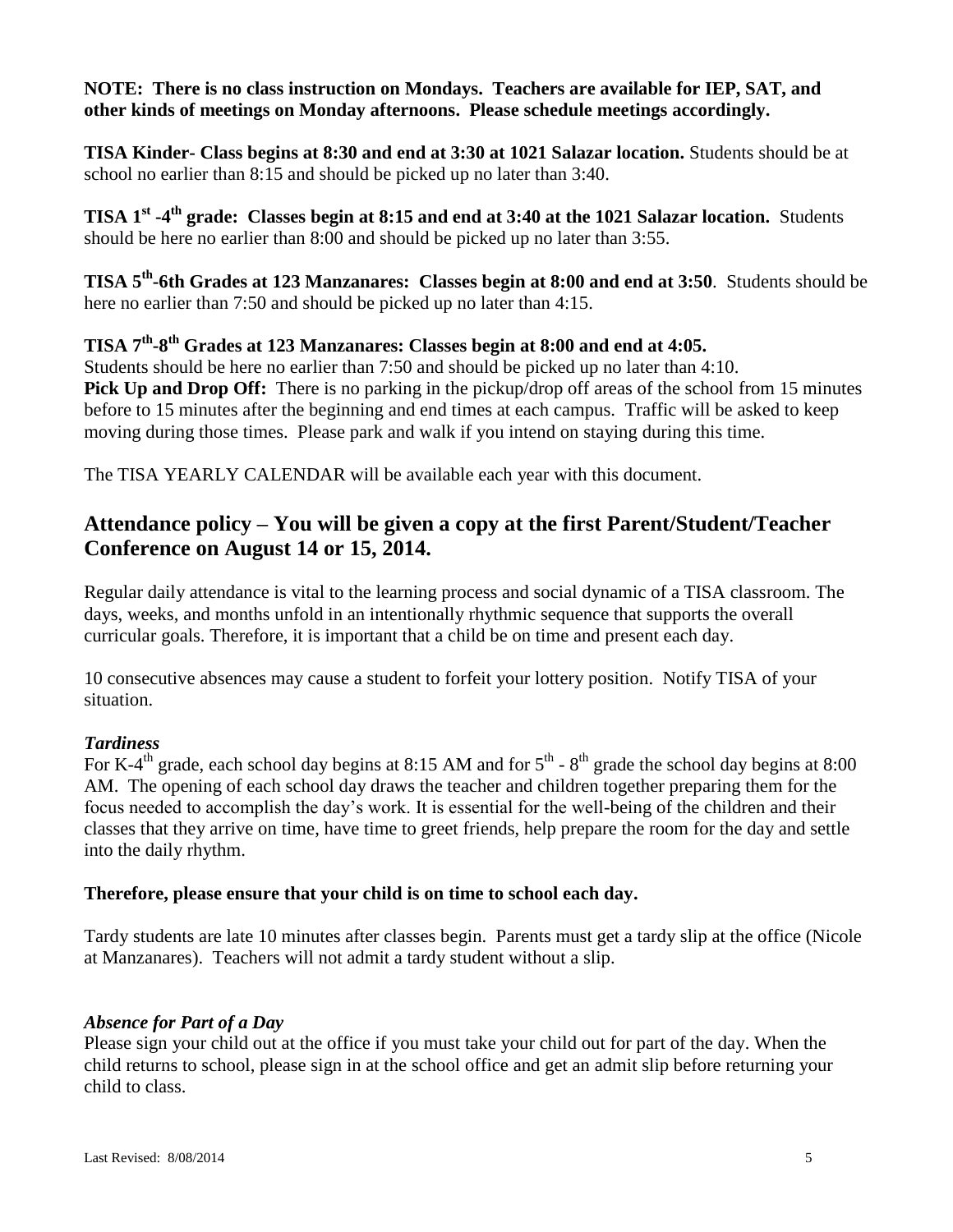**NOTE: There is no class instruction on Mondays. Teachers are available for IEP, SAT, and other kinds of meetings on Monday afternoons. Please schedule meetings accordingly.**

**TISA Kinder- Class begins at 8:30 and end at 3:30 at 1021 Salazar location.** Students should be at school no earlier than 8:15 and should be picked up no later than 3:40.

**TISA 1st -4th grade: Classes begin at 8:15 and end at 3:40 at the 1021 Salazar location.** Students should be here no earlier than 8:00 and should be picked up no later than 3:55.

**TISA 5th-6th Grades at 123 Manzanares: Classes begin at 8:00 and end at 3:50**. Students should be here no earlier than 7:50 and should be picked up no later than 4:15.

**TISA 7th-8th Grades at 123 Manzanares: Classes begin at 8:00 and end at 4:05.**
Students should be here no earlier than 7:50 and should be picked up no later than 4:10.
**Pick Up and Drop Off:** There is no parking in the pickup/drop off areas of the school from 15 minutes before to 15 minutes after the beginning and end times at each campus. Traffic will be asked to keep moving during those times. Please park and walk if you intend on staying during this time.

The TISA YEARLY CALENDAR will be available each year with this document.

## Attendance policy – You will be given a copy at the first Parent/Student/Teacher Conference on August 14 or 15, 2014.

Regular daily attendance is vital to the learning process and social dynamic of a TISA classroom. The days, weeks, and months unfold in an intentionally rhythmic sequence that supports the overall curricular goals. Therefore, it is important that a child be on time and present each day.

10 consecutive absences may cause a student to forfeit your lottery position. Notify TISA of your situation.

### *Tardiness*

For K-4th grade, each school day begins at 8:15 AM and for 5th - 8th grade the school day begins at 8:00 AM. The opening of each school day draws the teacher and children together preparing them for the focus needed to accomplish the day's work. It is essential for the well-being of the children and their classes that they arrive on time, have time to greet friends, help prepare the room for the day and settle into the daily rhythm.

**Therefore, please ensure that your child is on time to school each day.**

Tardy students are late 10 minutes after classes begin. Parents must get a tardy slip at the office (Nicole at Manzanares). Teachers will not admit a tardy student without a slip.

### *Absence for Part of a Day*

Please sign your child out at the office if you must take your child out for part of the day. When the child returns to school, please sign in at the school office and get an admit slip before returning your child to class.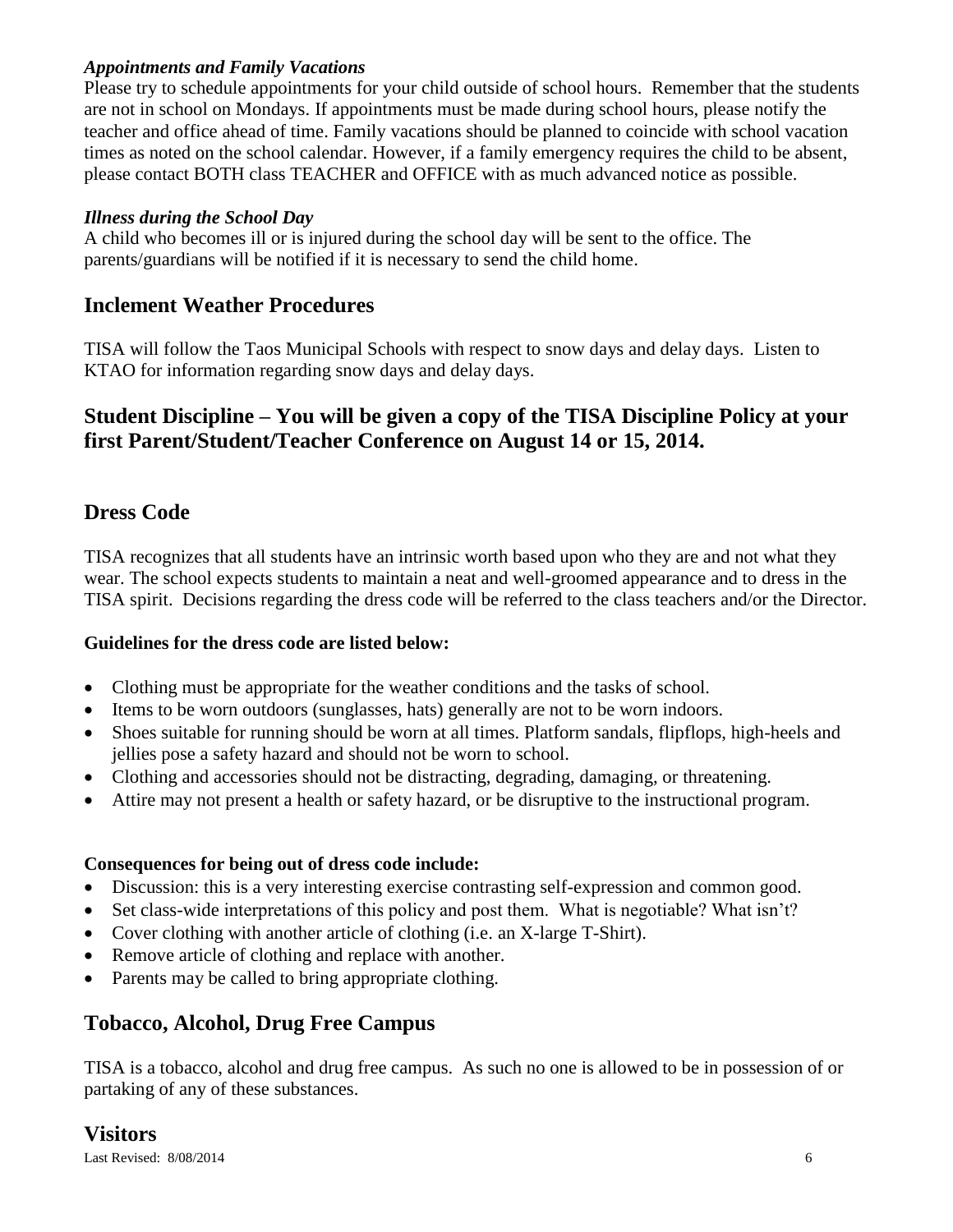### *Appointments and Family Vacations*

Please try to schedule appointments for your child outside of school hours. Remember that the students are not in school on Mondays. If appointments must be made during school hours, please notify the teacher and office ahead of time. Family vacations should be planned to coincide with school vacation times as noted on the school calendar. However, if a family emergency requires the child to be absent, please contact BOTH class TEACHER and OFFICE with as much advanced notice as possible.

### *Illness during the School Day*

A child who becomes ill or is injured during the school day will be sent to the office. The parents/guardians will be notified if it is necessary to send the child home.

## Inclement Weather Procedures

TISA will follow the Taos Municipal Schools with respect to snow days and delay days. Listen to KTAO for information regarding snow days and delay days.

## Student Discipline – You will be given a copy of the TISA Discipline Policy at your first Parent/Student/Teacher Conference on August 14 or 15, 2014.

## Dress Code

TISA recognizes that all students have an intrinsic worth based upon who they are and not what they wear. The school expects students to maintain a neat and well-groomed appearance and to dress in the TISA spirit. Decisions regarding the dress code will be referred to the class teachers and/or the Director.

**Guidelines for the dress code are listed below:**

- Clothing must be appropriate for the weather conditions and the tasks of school.
- Items to be worn outdoors (sunglasses, hats) generally are not to be worn indoors.
- Shoes suitable for running should be worn at all times. Platform sandals, flipflops, high-heels and jellies pose a safety hazard and should not be worn to school.
- Clothing and accessories should not be distracting, degrading, damaging, or threatening.
- Attire may not present a health or safety hazard, or be disruptive to the instructional program.

**Consequences for being out of dress code include:**

- Discussion: this is a very interesting exercise contrasting self-expression and common good.
- Set class-wide interpretations of this policy and post them. What is negotiable? What isn't?
- Cover clothing with another article of clothing (i.e. an X-large T-Shirt).
- Remove article of clothing and replace with another.
- Parents may be called to bring appropriate clothing.

## Tobacco, Alcohol, Drug Free Campus

TISA is a tobacco, alcohol and drug free campus. As such no one is allowed to be in possession of or partaking of any of these substances.

## Visitors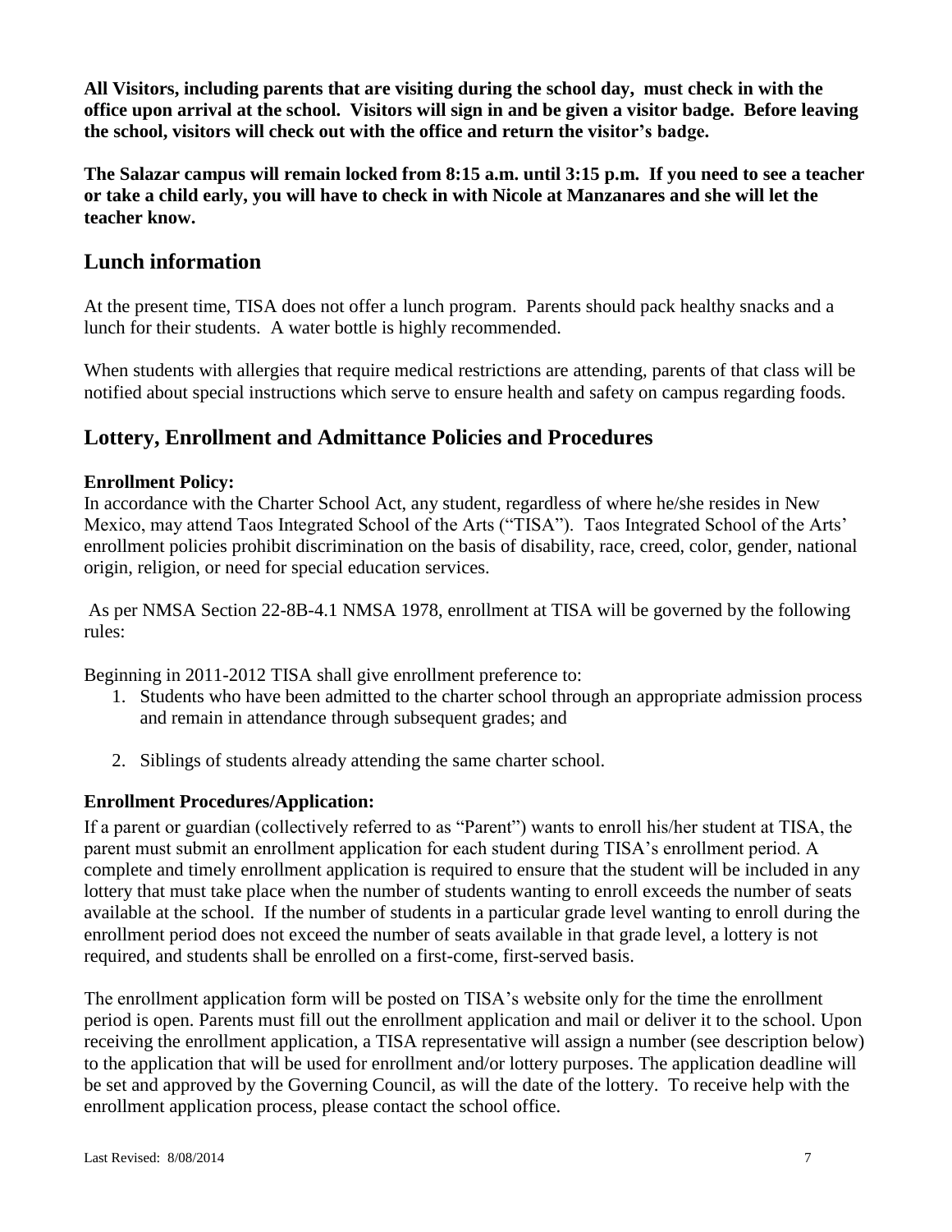**All Visitors, including parents that are visiting during the school day, must check in with the office upon arrival at the school. Visitors will sign in and be given a visitor badge. Before leaving the school, visitors will check out with the office and return the visitor's badge.**

**The Salazar campus will remain locked from 8:15 a.m. until 3:15 p.m. If you need to see a teacher or take a child early, you will have to check in with Nicole at Manzanares and she will let the teacher know.**

## Lunch information

At the present time, TISA does not offer a lunch program. Parents should pack healthy snacks and a lunch for their students. A water bottle is highly recommended.

When students with allergies that require medical restrictions are attending, parents of that class will be notified about special instructions which serve to ensure health and safety on campus regarding foods.

## Lottery, Enrollment and Admittance Policies and Procedures

**Enrollment Policy:**

In accordance with the Charter School Act, any student, regardless of where he/she resides in New Mexico, may attend Taos Integrated School of the Arts ("TISA"). Taos Integrated School of the Arts' enrollment policies prohibit discrimination on the basis of disability, race, creed, color, gender, national origin, religion, or need for special education services.

As per NMSA Section 22-8B-4.1 NMSA 1978, enrollment at TISA will be governed by the following rules:

Beginning in 2011-2012 TISA shall give enrollment preference to:

1. Students who have been admitted to the charter school through an appropriate admission process and remain in attendance through subsequent grades; and
2. Siblings of students already attending the same charter school.

**Enrollment Procedures/Application:**

If a parent or guardian (collectively referred to as "Parent") wants to enroll his/her student at TISA, the parent must submit an enrollment application for each student during TISA's enrollment period. A complete and timely enrollment application is required to ensure that the student will be included in any lottery that must take place when the number of students wanting to enroll exceeds the number of seats available at the school. If the number of students in a particular grade level wanting to enroll during the enrollment period does not exceed the number of seats available in that grade level, a lottery is not required, and students shall be enrolled on a first-come, first-served basis.

The enrollment application form will be posted on TISA's website only for the time the enrollment period is open. Parents must fill out the enrollment application and mail or deliver it to the school. Upon receiving the enrollment application, a TISA representative will assign a number (see description below) to the application that will be used for enrollment and/or lottery purposes. The application deadline will be set and approved by the Governing Council, as will the date of the lottery. To receive help with the enrollment application process, please contact the school office.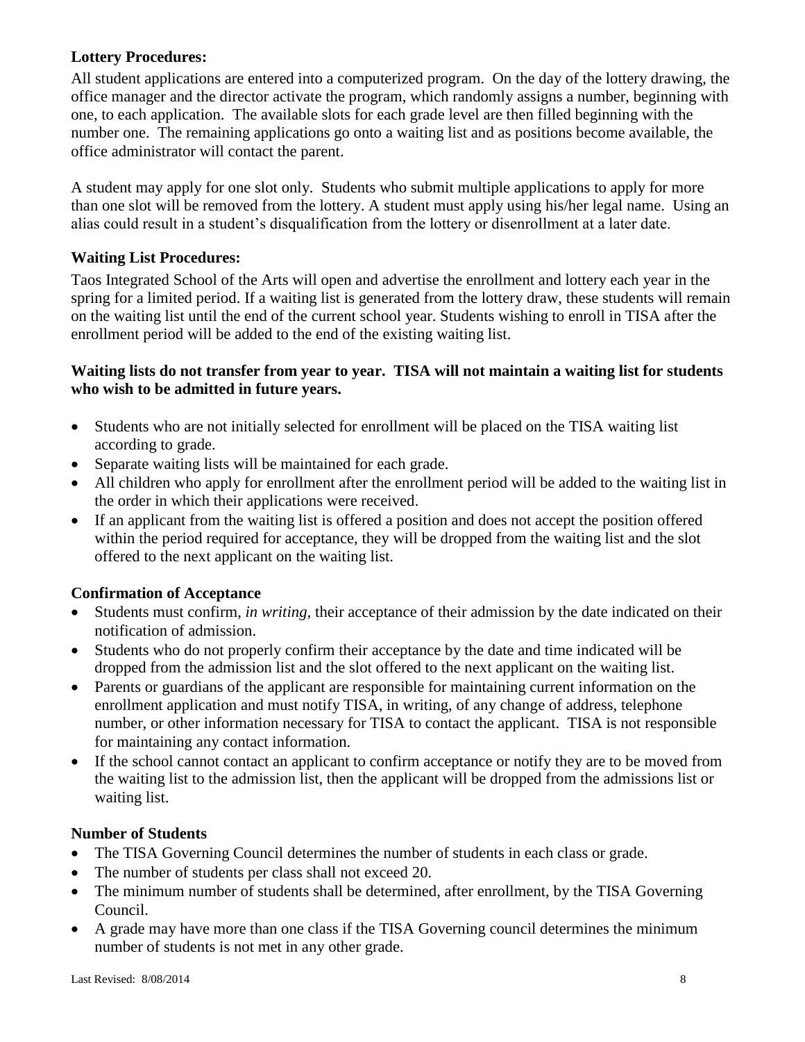### Lottery Procedures:

All student applications are entered into a computerized program. On the day of the lottery drawing, the office manager and the director activate the program, which randomly assigns a number, beginning with one, to each application. The available slots for each grade level are then filled beginning with the number one. The remaining applications go onto a waiting list and as positions become available, the office administrator will contact the parent.

A student may apply for one slot only. Students who submit multiple applications to apply for more than one slot will be removed from the lottery. A student must apply using his/her legal name. Using an alias could result in a student's disqualification from the lottery or disenrollment at a later date.

### Waiting List Procedures:

Taos Integrated School of the Arts will open and advertise the enrollment and lottery each year in the spring for a limited period. If a waiting list is generated from the lottery draw, these students will remain on the waiting list until the end of the current school year. Students wishing to enroll in TISA after the enrollment period will be added to the end of the existing waiting list.

**Waiting lists do not transfer from year to year. TISA will not maintain a waiting list for students who wish to be admitted in future years.**

- Students who are not initially selected for enrollment will be placed on the TISA waiting list according to grade.
- Separate waiting lists will be maintained for each grade.
- All children who apply for enrollment after the enrollment period will be added to the waiting list in the order in which their applications were received.
- If an applicant from the waiting list is offered a position and does not accept the position offered within the period required for acceptance, they will be dropped from the waiting list and the slot offered to the next applicant on the waiting list.

### Confirmation of Acceptance

- Students must confirm, *in writing,* their acceptance of their admission by the date indicated on their notification of admission.
- Students who do not properly confirm their acceptance by the date and time indicated will be dropped from the admission list and the slot offered to the next applicant on the waiting list.
- Parents or guardians of the applicant are responsible for maintaining current information on the enrollment application and must notify TISA, in writing, of any change of address, telephone number, or other information necessary for TISA to contact the applicant. TISA is not responsible for maintaining any contact information.
- If the school cannot contact an applicant to confirm acceptance or notify they are to be moved from the waiting list to the admission list, then the applicant will be dropped from the admissions list or waiting list.

### Number of Students

- The TISA Governing Council determines the number of students in each class or grade.
- The number of students per class shall not exceed 20.
- The minimum number of students shall be determined, after enrollment, by the TISA Governing Council.
- A grade may have more than one class if the TISA Governing council determines the minimum number of students is not met in any other grade.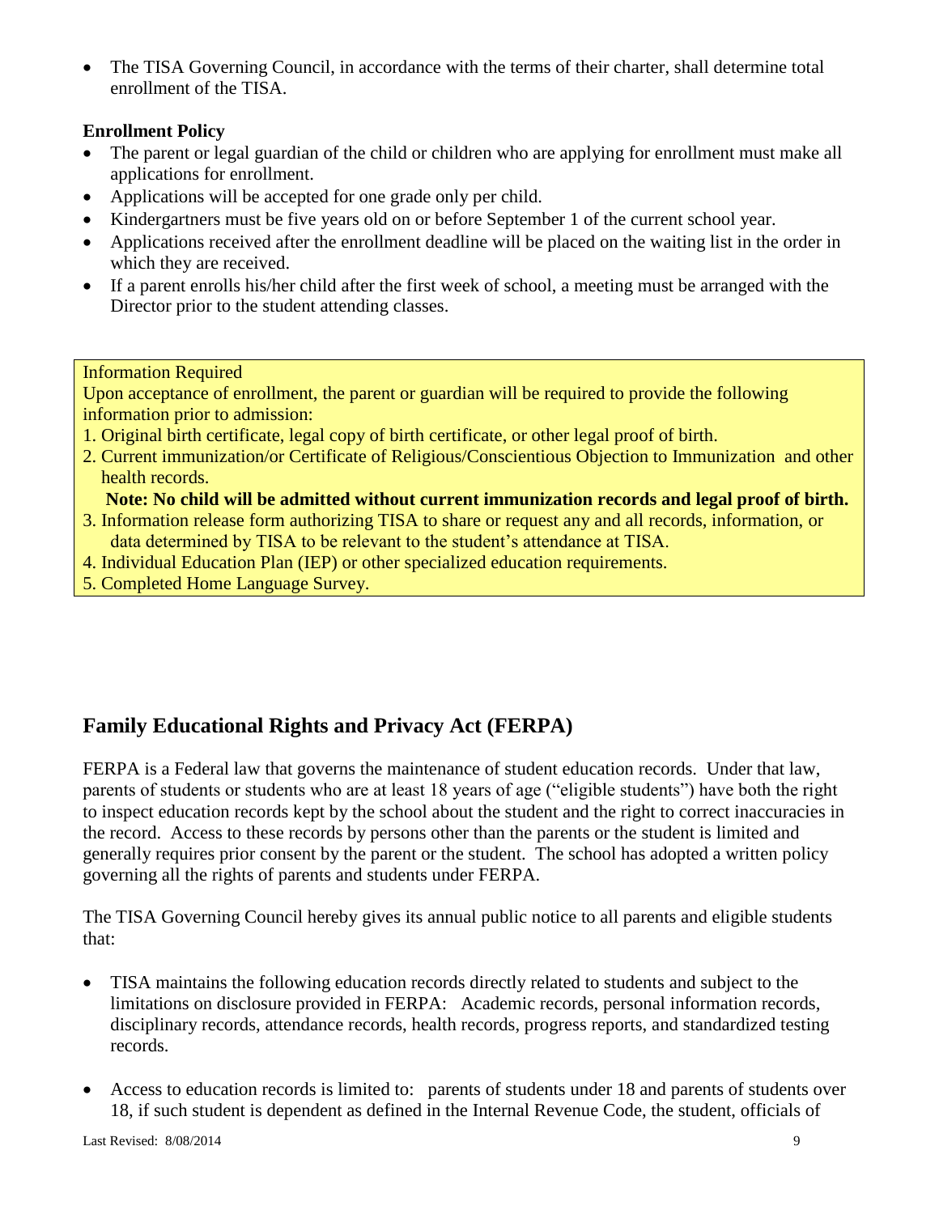- The TISA Governing Council, in accordance with the terms of their charter, shall determine total enrollment of the TISA.

**Enrollment Policy**

- The parent or legal guardian of the child or children who are applying for enrollment must make all applications for enrollment.
- Applications will be accepted for one grade only per child.
- Kindergartners must be five years old on or before September 1 of the current school year.
- Applications received after the enrollment deadline will be placed on the waiting list in the order in which they are received.
- If a parent enrolls his/her child after the first week of school, a meeting must be arranged with the Director prior to the student attending classes.

Information Required

Upon acceptance of enrollment, the parent or guardian will be required to provide the following information prior to admission:

1. Original birth certificate, legal copy of birth certificate, or other legal proof of birth.
2. Current immunization/or Certificate of Religious/Conscientious Objection to Immunization and other health records.

   **Note: No child will be admitted without current immunization records and legal proof of birth.**
3. Information release form authorizing TISA to share or request any and all records, information, or data determined by TISA to be relevant to the student's attendance at TISA.
4. Individual Education Plan (IEP) or other specialized education requirements.
5. Completed Home Language Survey.

## Family Educational Rights and Privacy Act (FERPA)

FERPA is a Federal law that governs the maintenance of student education records. Under that law, parents of students or students who are at least 18 years of age ("eligible students") have both the right to inspect education records kept by the school about the student and the right to correct inaccuracies in the record. Access to these records by persons other than the parents or the student is limited and generally requires prior consent by the parent or the student. The school has adopted a written policy governing all the rights of parents and students under FERPA.

The TISA Governing Council hereby gives its annual public notice to all parents and eligible students that:

- TISA maintains the following education records directly related to students and subject to the limitations on disclosure provided in FERPA: Academic records, personal information records, disciplinary records, attendance records, health records, progress reports, and standardized testing records.
- Access to education records is limited to: parents of students under 18 and parents of students over 18, if such student is dependent as defined in the Internal Revenue Code, the student, officials of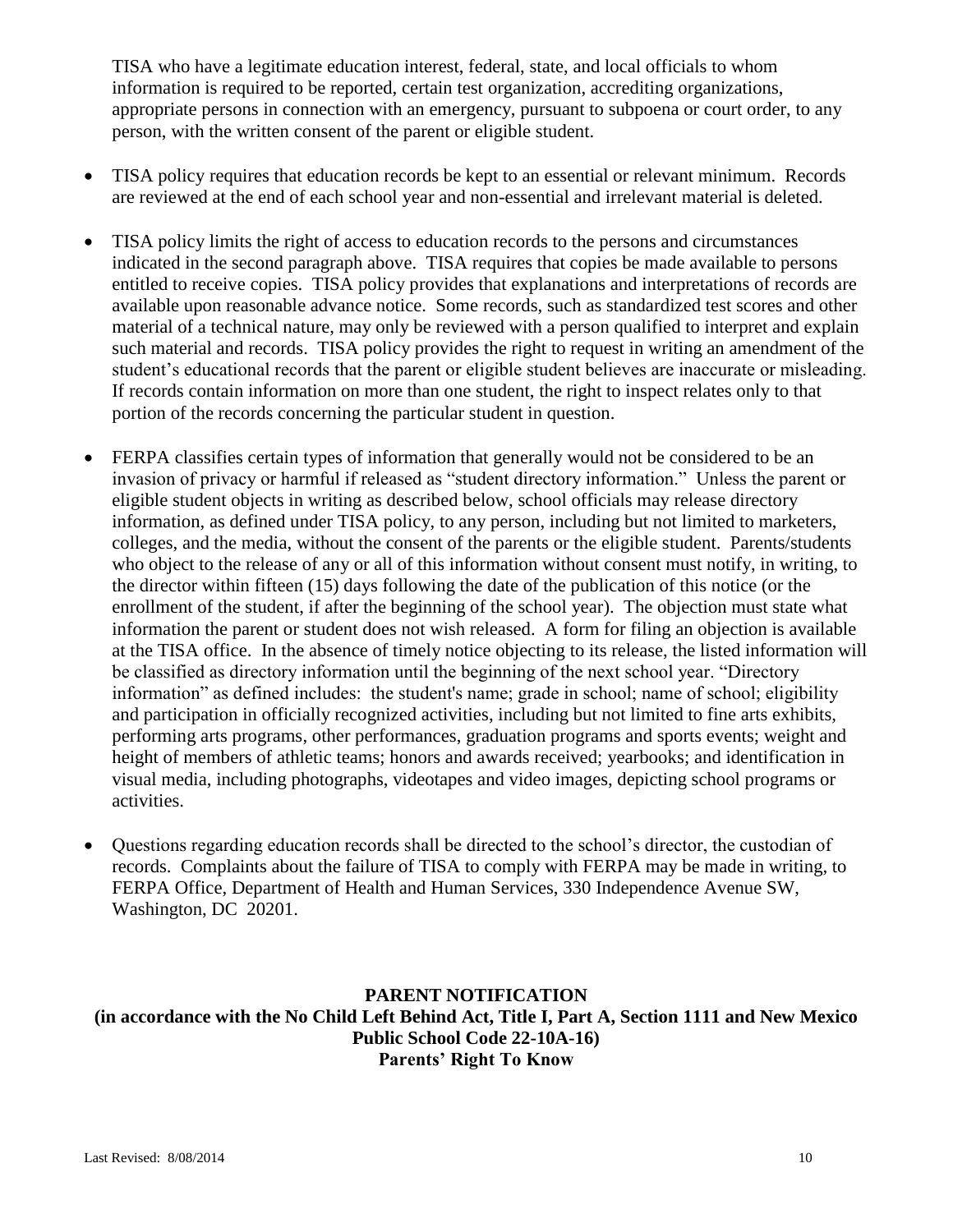TISA who have a legitimate education interest, federal, state, and local officials to whom information is required to be reported, certain test organization, accrediting organizations, appropriate persons in connection with an emergency, pursuant to subpoena or court order, to any person, with the written consent of the parent or eligible student.

- TISA policy requires that education records be kept to an essential or relevant minimum. Records are reviewed at the end of each school year and non-essential and irrelevant material is deleted.

- TISA policy limits the right of access to education records to the persons and circumstances indicated in the second paragraph above. TISA requires that copies be made available to persons entitled to receive copies. TISA policy provides that explanations and interpretations of records are available upon reasonable advance notice. Some records, such as standardized test scores and other material of a technical nature, may only be reviewed with a person qualified to interpret and explain such material and records. TISA policy provides the right to request in writing an amendment of the student's educational records that the parent or eligible student believes are inaccurate or misleading. If records contain information on more than one student, the right to inspect relates only to that portion of the records concerning the particular student in question.

- FERPA classifies certain types of information that generally would not be considered to be an invasion of privacy or harmful if released as "student directory information." Unless the parent or eligible student objects in writing as described below, school officials may release directory information, as defined under TISA policy, to any person, including but not limited to marketers, colleges, and the media, without the consent of the parents or the eligible student. Parents/students who object to the release of any or all of this information without consent must notify, in writing, to the director within fifteen (15) days following the date of the publication of this notice (or the enrollment of the student, if after the beginning of the school year). The objection must state what information the parent or student does not wish released. A form for filing an objection is available at the TISA office. In the absence of timely notice objecting to its release, the listed information will be classified as directory information until the beginning of the next school year. "Directory information" as defined includes: the student's name; grade in school; name of school; eligibility and participation in officially recognized activities, including but not limited to fine arts exhibits, performing arts programs, other performances, graduation programs and sports events; weight and height of members of athletic teams; honors and awards received; yearbooks; and identification in visual media, including photographs, videotapes and video images, depicting school programs or activities.

- Questions regarding education records shall be directed to the school's director, the custodian of records. Complaints about the failure of TISA to comply with FERPA may be made in writing, to FERPA Office, Department of Health and Human Services, 330 Independence Avenue SW, Washington, DC 20201.

## PARENT NOTIFICATION
## (in accordance with the No Child Left Behind Act, Title I, Part A, Section 1111 and New Mexico Public School Code 22-10A-16)
## Parents' Right To Know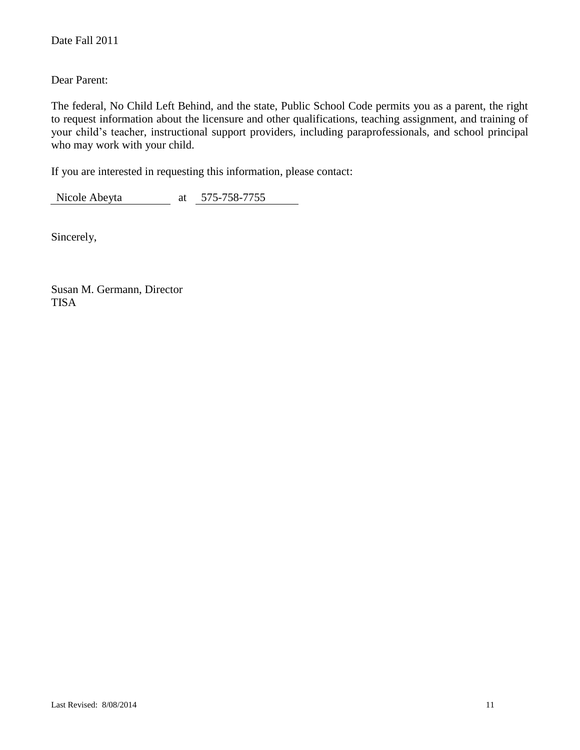Date Fall 2011

Dear Parent:

The federal, No Child Left Behind, and the state, Public School Code permits you as a parent, the right to request information about the licensure and other qualifications, teaching assignment, and training of your child's teacher, instructional support providers, including paraprofessionals, and school principal who may work with your child.

If you are interested in requesting this information, please contact:

Nicole Abeyta at 575-758-7755

Sincerely,

Susan M. Germann, Director
TISA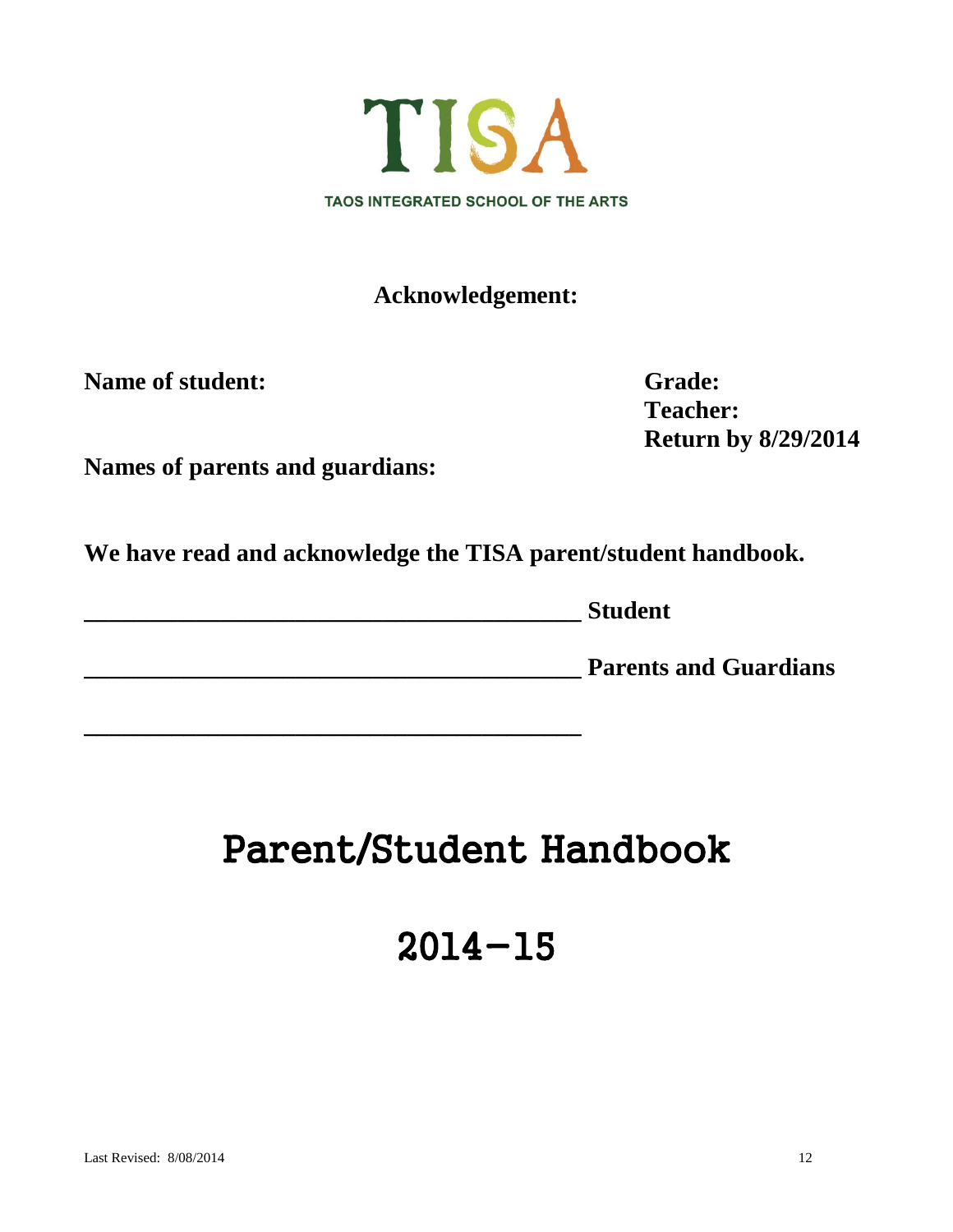TISA

TAOS INTEGRATED SCHOOL OF THE ARTS

## Acknowledgement:

**Name of student:**

**Grade:**
**Teacher:**
**Return by 8/29/2014**

**Names of parents and guardians:**

**We have read and acknowledge the TISA parent/student handbook.**

__________________________________________ **Student**

__________________________________________ **Parents and Guardians**

__________________________________________

# Parent/Student Handbook

# 2014-15

Last Revised: 8/08/2014